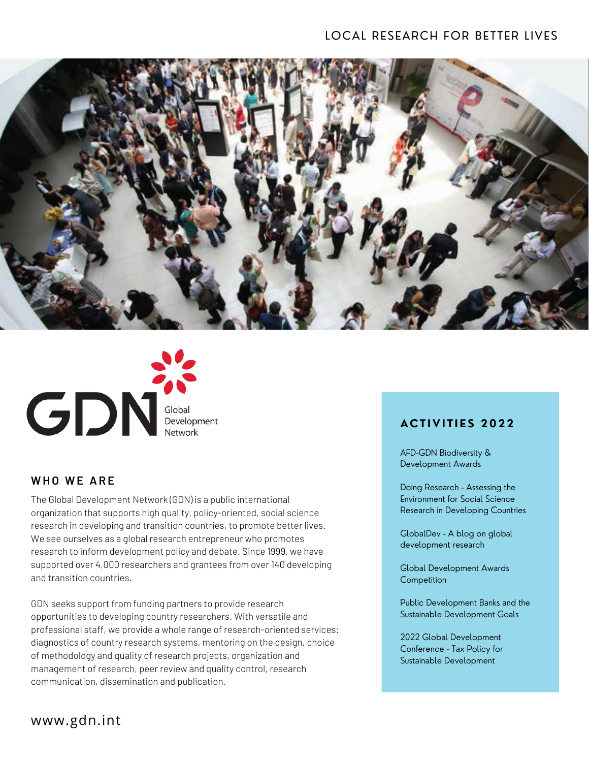LOCAL RESEARCH FOR BETTER LIVES

GDN Global Development Network

## WHO WE ARE

The Global Development Network (GDN) is a public international organization that supports high quality, policy-oriented, social science research in developing and transition countries, to promote better lives. We see ourselves as a global research entrepreneur who promotes research to inform development policy and debate. Since 1999, we have supported over 4,000 researchers and grantees from over 140 developing and transition countries.

GDN seeks support from funding partners to provide research opportunities to developing country researchers. With versatile and professional staff, we provide a whole range of research-oriented services: diagnostics of country research systems, mentoring on the design, choice of methodology and quality of research projects, organization and management of research, peer review and quality control, research communication, dissemination and publication.

## ACTIVITIES 2022

AFD-GDN Biodiversity & Development Awards

Doing Research - Assessing the Environment for Social Science Research in Developing Countries

GlobalDev - A blog on global development research

Global Development Awards Competition

Public Development Banks and the Sustainable Development Goals

2022 Global Development Conference - Tax Policy for Sustainable Development

www.gdn.int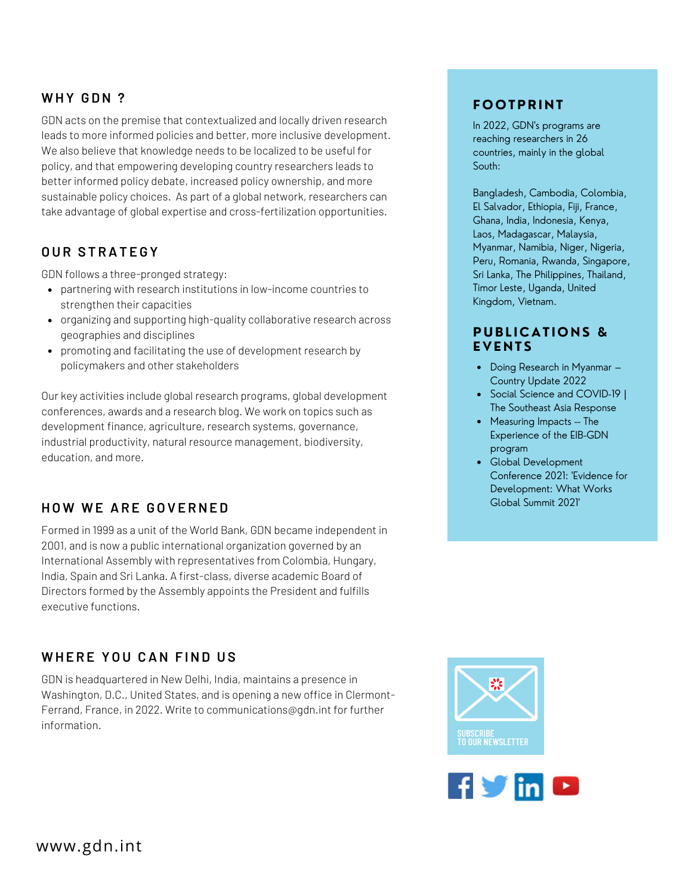## WHY GDN ?

GDN acts on the premise that contextualized and locally driven research leads to more informed policies and better, more inclusive development. We also believe that knowledge needs to be localized to be useful for policy, and that empowering developing country researchers leads to better informed policy debate, increased policy ownership, and more sustainable policy choices. As part of a global network, researchers can take advantage of global expertise and cross-fertilization opportunities.

## OUR STRATEGY

GDN follows a three-pronged strategy:

- partnering with research institutions in low-income countries to strengthen their capacities
- organizing and supporting high-quality collaborative research across geographies and disciplines
- promoting and facilitating the use of development research by policymakers and other stakeholders

Our key activities include global research programs, global development conferences, awards and a research blog. We work on topics such as development finance, agriculture, research systems, governance, industrial productivity, natural resource management, biodiversity, education, and more.

## HOW WE ARE GOVERNED

Formed in 1999 as a unit of the World Bank, GDN became independent in 2001, and is now a public international organization governed by an International Assembly with representatives from Colombia, Hungary, India, Spain and Sri Lanka. A first-class, diverse academic Board of Directors formed by the Assembly appoints the President and fulfills executive functions.

## WHERE YOU CAN FIND US

GDN is headquartered in New Delhi, India, maintains a presence in Washington, D.C., United States, and is opening a new office in Clermont-Ferrand, France, in 2022. Write to communications@gdn.int for further information.

## FOOTPRINT

In 2022, GDN's programs are reaching researchers in 26 countries, mainly in the global South:

Bangladesh, Cambodia, Colombia, El Salvador, Ethiopia, Fiji, France, Ghana, India, Indonesia, Kenya, Laos, Madagascar, Malaysia, Myanmar, Namibia, Niger, Nigeria, Peru, Romania, Rwanda, Singapore, Sri Lanka, The Philippines, Thailand, Timor Leste, Uganda, United Kingdom, Vietnam.

## PUBLICATIONS & EVENTS

- Doing Research in Myanmar – Country Update 2022
- Social Science and COVID-19 | The Southeast Asia Response
- Measuring Impacts -- The Experience of the EIB-GDN program
- Global Development Conference 2021: 'Evidence for Development: What Works Global Summit 2021'

SUBSCRIBE TO OUR NEWSLETTER

www.gdn.int